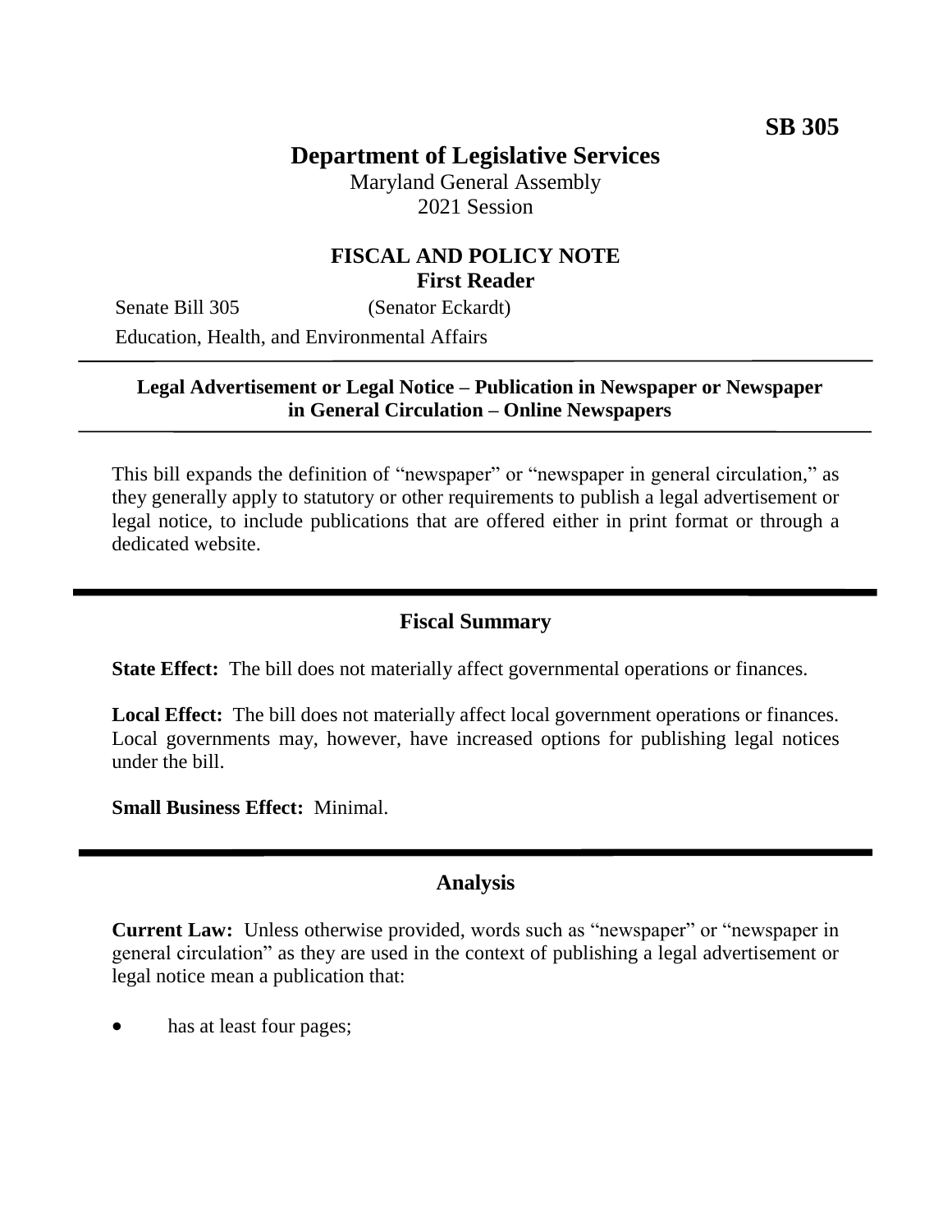**SB 305**

# Department of Legislative Services

Maryland General Assembly
2021 Session

## FISCAL AND POLICY NOTE
**First Reader**

Senate Bill 305 (Senator Eckardt)
Education, Health, and Environmental Affairs

---

**Legal Advertisement or Legal Notice – Publication in Newspaper or Newspaper in General Circulation – Online Newspapers**

---

This bill expands the definition of "newspaper" or "newspaper in general circulation," as they generally apply to statutory or other requirements to publish a legal advertisement or legal notice, to include publications that are offered either in print format or through a dedicated website.

---

## Fiscal Summary

**State Effect:** The bill does not materially affect governmental operations or finances.

**Local Effect:** The bill does not materially affect local government operations or finances. Local governments may, however, have increased options for publishing legal notices under the bill.

**Small Business Effect:** Minimal.

---

## Analysis

**Current Law:** Unless otherwise provided, words such as "newspaper" or "newspaper in general circulation" as they are used in the context of publishing a legal advertisement or legal notice mean a publication that:

- has at least four pages;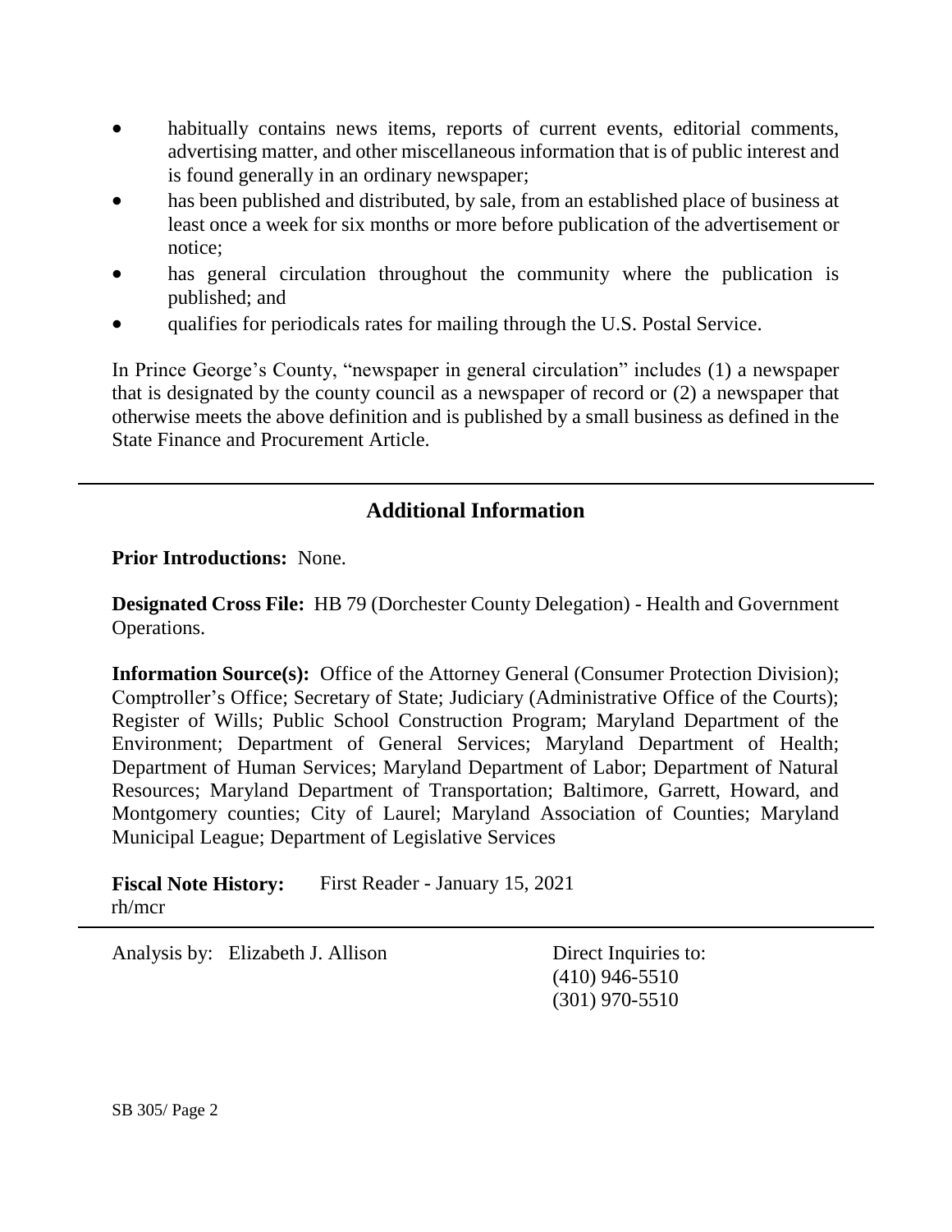- habitually contains news items, reports of current events, editorial comments, advertising matter, and other miscellaneous information that is of public interest and is found generally in an ordinary newspaper;
- has been published and distributed, by sale, from an established place of business at least once a week for six months or more before publication of the advertisement or notice;
- has general circulation throughout the community where the publication is published; and
- qualifies for periodicals rates for mailing through the U.S. Postal Service.

In Prince George's County, "newspaper in general circulation" includes (1) a newspaper that is designated by the county council as a newspaper of record or (2) a newspaper that otherwise meets the above definition and is published by a small business as defined in the State Finance and Procurement Article.

## Additional Information

**Prior Introductions:** None.

**Designated Cross File:** HB 79 (Dorchester County Delegation) - Health and Government Operations.

**Information Source(s):** Office of the Attorney General (Consumer Protection Division); Comptroller's Office; Secretary of State; Judiciary (Administrative Office of the Courts); Register of Wills; Public School Construction Program; Maryland Department of the Environment; Department of General Services; Maryland Department of Health; Department of Human Services; Maryland Department of Labor; Department of Natural Resources; Maryland Department of Transportation; Baltimore, Garrett, Howard, and Montgomery counties; City of Laurel; Maryland Association of Counties; Maryland Municipal League; Department of Legislative Services

**Fiscal Note History:** First Reader - January 15, 2021
rh/mcr

Analysis by: Elizabeth J. Allison

Direct Inquiries to:
(410) 946-5510
(301) 970-5510